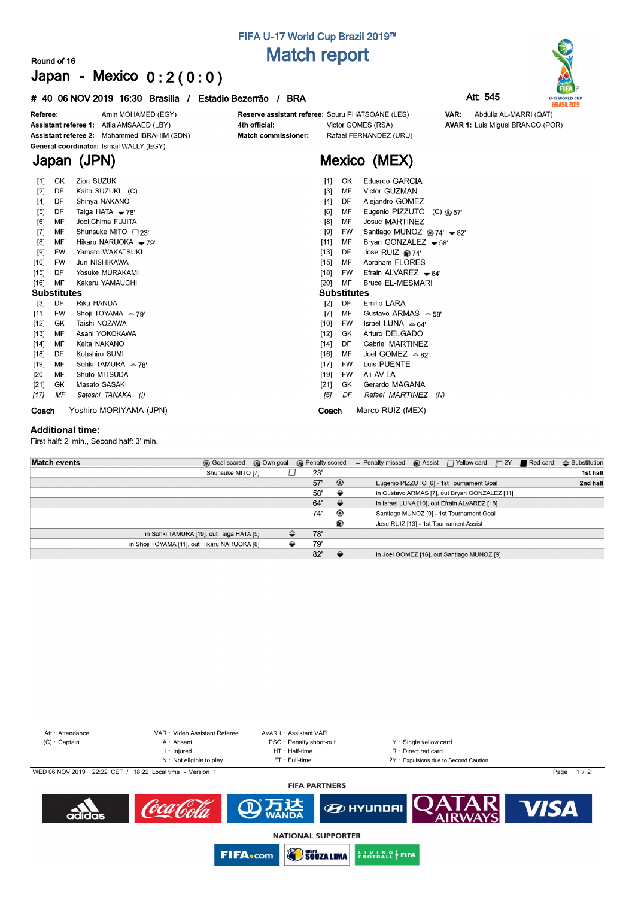FIFA U-17 World Cup Brazil 2019™

# Match report

Round of 16

## Japan - Mexico 0 : 2 ( 0 : 0 )

**# 40 06 NOV 2019 16:30 Brasilia / Estadio Bezerrão / BRA**

Att: 545

**Referee:** Amin MOHAMED (EGY)
**Assistant referee 1:** Attia AMSAAED (LBY)
**Assistant referee 2:** Mohammed IBRAHIM (SDN)
**General coordinator:** Ismail WALLY (EGY)

**Reserve assistant referee:** Souru PHATSOANE (LES)
**4th official:** Victor GOMES (RSA)
**Match commissioner:** Rafael FERNANDEZ (URU)

**VAR:** Abdulla AL-MARRI (QAT)
**AVAR 1:** Luis Miguel BRANCO (POR)

## Japan (JPN)

| # | Pos | Player | Events |
|---|---|---|---|
| [1] | GK | Zion SUZUKI | |
| [2] | DF | Kaito SUZUKI (C) | |
| [4] | DF | Shinya NAKANO | |
| [5] | DF | Taiga HATA | ▼ 78' |
| [6] | MF | Joel Chima FUJITA | |
| [7] | MF | Shunsuke MITO | Yellow card 23' |
| [8] | MF | Hikaru NARUOKA | ▼ 79' |
| [9] | FW | Yamato WAKATSUKI | |
| [10] | FW | Jun NISHIKAWA | |
| [15] | DF | Yosuke MURAKAMI | |
| [16] | MF | Kakeru YAMAUCHI | |

**Substitutes**

| # | Pos | Player | Events |
|---|---|---|---|
| [3] | DF | Riku HANDA | |
| [11] | FW | Shoji TOYAMA | ▲ 79' |
| [12] | GK | Taishi NOZAWA | |
| [13] | MF | Asahi YOKOKAWA | |
| [14] | MF | Keita NAKANO | |
| [18] | DF | Kohshiro SUMI | |
| [19] | MF | Sohki TAMURA | ▲ 78' |
| [20] | MF | Shuto MITSUDA | |
| [21] | GK | Masato SASAKI | |
| *[17]* | *MF* | *Satoshi TANAKA (I)* | |

**Coach** Yoshiro MORIYAMA (JPN)

## Mexico (MEX)

| # | Pos | Player | Events |
|---|---|---|---|
| [1] | GK | Eduardo GARCIA | |
| [3] | MF | Victor GUZMAN | |
| [4] | DF | Alejandro GOMEZ | |
| [6] | MF | Eugenio PIZZUTO (C) | Goal 57' |
| [8] | MF | Josue MARTINEZ | |
| [9] | FW | Santiago MUNOZ | Goal 74' ▼ 82' |
| [11] | MF | Bryan GONZALEZ | ▼ 58' |
| [13] | DF | Jose RUIZ | Assist 74' |
| [15] | MF | Abraham FLORES | |
| [18] | FW | Efrain ALVAREZ | ▼ 64' |
| [20] | MF | Bruce EL-MESMARI | |

**Substitutes**

| # | Pos | Player | Events |
|---|---|---|---|
| [2] | DF | Emilio LARA | |
| [7] | MF | Gustavo ARMAS | ▲ 58' |
| [10] | FW | Israel LUNA | ▲ 64' |
| [12] | GK | Arturo DELGADO | |
| [14] | DF | Gabriel MARTINEZ | |
| [16] | MF | Joel GOMEZ | ▲ 82' |
| [17] | FW | Luis PUENTE | |
| [19] | FW | Ali AVILA | |
| [21] | GK | Gerardo MAGANA | |
| *[5]* | *DF* | *Rafael MARTINEZ (N)* | |

**Coach** Marco RUIZ (MEX)

### Additional time:

First half: 2' min., Second half: 3' min.

### Match events

Legend: Goal scored, Own goal, Penalty scored, Penalty missed, Assist, Yellow card, 2Y, Red card, Substitution

| Japan | Event | Minute | Event | Mexico | Half |
|---|---|---|---|---|---|
| Shunsuke MITO [7] | Yellow card | 23' | | | 1st half |
| | | 57' | Goal | Eugenio PIZZUTO [6] - 1st Tournament Goal | 2nd half |
| | | 58' | Substitution | in Gustavo ARMAS [7], out Bryan GONZALEZ [11] | |
| | | 64' | Substitution | in Israel LUNA [10], out Efrain ALVAREZ [18] | |
| | | 74' | Goal | Santiago MUNOZ [9] - 1st Tournament Goal | |
| | | | Assist | Jose RUIZ [13] - 1st Tournament Assist | |
| in Sohki TAMURA [19], out Taiga HATA [5] | Substitution | 78' | | | |
| in Shoji TOYAMA [11], out Hikaru NARUOKA [8] | Substitution | 79' | | | |
| | | 82' | Substitution | in Joel GOMEZ [16], out Santiago MUNOZ [9] | |

Att : Attendance
(C) : Captain
VAR : Video Assistant Referee
A : Absent
I : Injured
N : Not eligible to play
AVAR 1 : Assistant VAR
PSO : Penalty shoot-out
HT : Half-time
FT : Full-time
Y : Single yellow card
R : Direct red card
2Y : Expulsions due to Second Caution

WED 06 NOV 2019 22:22 CET / 18:22 Local time - Version 1

FIFA PARTNERS

NATIONAL SUPPORTER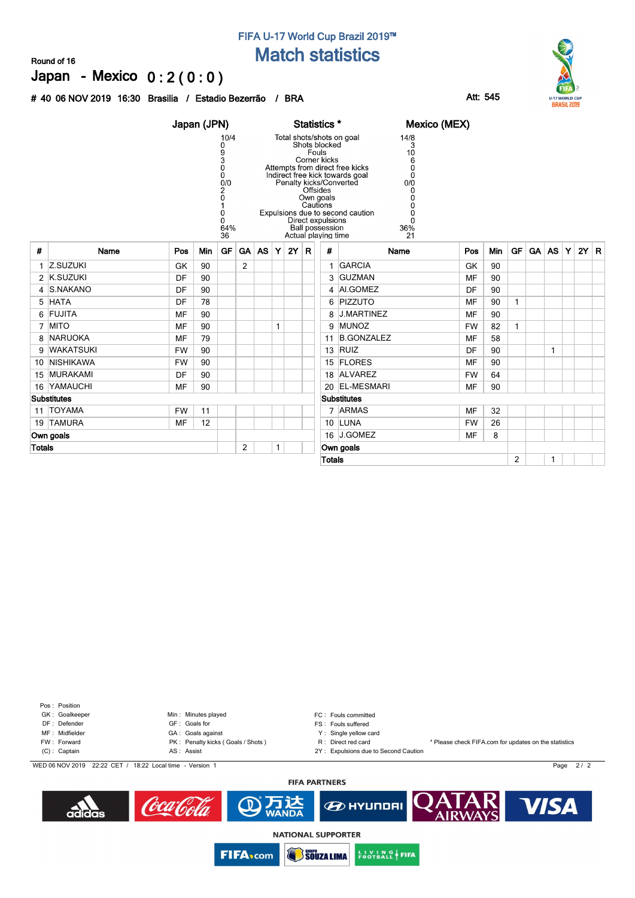FIFA U-17 World Cup Brazil 2019™

# Match statistics

Round of 16

## Japan - Mexico 0 : 2 ( 0 : 0 )

# 40 06 NOV 2019 16:30 Brasilia / Estadio Bezerrão / BRA

Att: 545

| Japan (JPN) | Statistics * | Mexico (MEX) |
|---|---|---|
| 10/4 | Total shots/shots on goal | 14/8 |
| 0 | Shots blocked | 3 |
| 9 | Fouls | 10 |
| 3 | Corner kicks | 6 |
| 0 | Attempts from direct free kicks | 0 |
| 0 | Indirect free kick towards goal | 0 |
| 0/0 | Penalty kicks/Converted | 0/0 |
| 2 | Offsides | 0 |
| 0 | Own goals | 0 |
| 1 | Cautions | 0 |
| 0 | Expulsions due to second caution | 0 |
| 0 | Direct expulsions | 0 |
| 64% | Ball possession | 36% |
| 36 | Actual playing time | 21 |

### Japan (JPN)

| # | Name | Pos | Min | GF | GA | AS | Y | 2Y | R |
|---|---|---|---|---|---|---|---|---|---|
| 1 | Z.SUZUKI | GK | 90 | | 2 | | | | |
| 2 | K.SUZUKI | DF | 90 | | | | | | |
| 4 | S.NAKANO | DF | 90 | | | | | | |
| 5 | HATA | DF | 78 | | | | | | |
| 6 | FUJITA | MF | 90 | | | | | | |
| 7 | MITO | MF | 90 | | | | 1 | | |
| 8 | NARUOKA | MF | 79 | | | | | | |
| 9 | WAKATSUKI | FW | 90 | | | | | | |
| 10 | NISHIKAWA | FW | 90 | | | | | | |
| 15 | MURAKAMI | DF | 90 | | | | | | |
| 16 | YAMAUCHI | MF | 90 | | | | | | |
| **Substitutes** | | | | | | | | | |
| 11 | TOYAMA | FW | 11 | | | | | | |
| 19 | TAMURA | MF | 12 | | | | | | |
| **Own goals** | | | | | | | | | |
| **Totals** | | | | | 2 | | 1 | | |

### Mexico (MEX)

| # | Name | Pos | Min | GF | GA | AS | Y | 2Y | R |
|---|---|---|---|---|---|---|---|---|---|
| 1 | GARCIA | GK | 90 | | | | | | |
| 3 | GUZMAN | MF | 90 | | | | | | |
| 4 | Al.GOMEZ | DF | 90 | | | | | | |
| 6 | PIZZUTO | MF | 90 | 1 | | | | | |
| 8 | J.MARTINEZ | MF | 90 | | | | | | |
| 9 | MUNOZ | FW | 82 | 1 | | | | | |
| 11 | B.GONZALEZ | MF | 58 | | | | | | |
| 13 | RUIZ | DF | 90 | | | 1 | | | |
| 15 | FLORES | MF | 90 | | | | | | |
| 18 | ALVAREZ | FW | 64 | | | | | | |
| 20 | EL-MESMARI | MF | 90 | | | | | | |
| **Substitutes** | | | | | | | | | |
| 7 | ARMAS | MF | 32 | | | | | | |
| 10 | LUNA | FW | 26 | | | | | | |
| 16 | J.GOMEZ | MF | 8 | | | | | | |
| **Own goals** | | | | | | | | | |
| **Totals** | | | | 2 | | 1 | | | |

Pos : Position
GK : Goalkeeper
DF : Defender
MF : Midfielder
FW : Forward
(C) : Captain

Min : Minutes played
GF : Goals for
GA : Goals against
PK : Penalty kicks ( Goals / Shots )
AS : Assist

FC : Fouls committed
FS : Fouls suffered
Y : Single yellow card
R : Direct red card
2Y : Expulsions due to Second Caution

* Please check FIFA.com for updates on the statistics

WED 06 NOV 2019 22:22 CET / 18:22 Local time - Version 1

FIFA PARTNERS

NATIONAL SUPPORTER